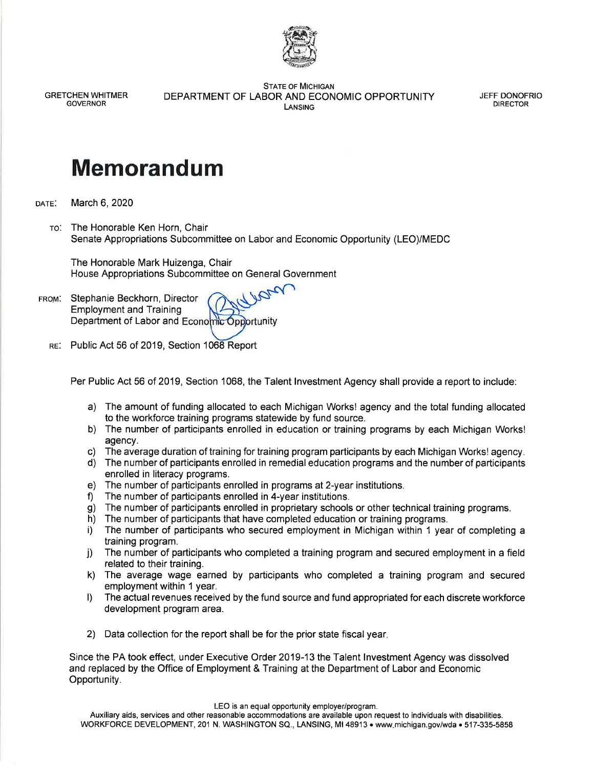GRETCHEN WHITMER
GOVERNOR

STATE OF MICHIGAN
DEPARTMENT OF LABOR AND ECONOMIC OPPORTUNITY
LANSING

JEFF DONOFRIO
DIRECTOR

# Memorandum

DATE: March 6, 2020

TO: The Honorable Ken Horn, Chair
Senate Appropriations Subcommittee on Labor and Economic Opportunity (LEO)/MEDC

The Honorable Mark Huizenga, Chair
House Appropriations Subcommittee on General Government

FROM: Stephanie Beckhorn, Director
Employment and Training
Department of Labor and Economic Opportunity

RE: Public Act 56 of 2019, Section 1068 Report

Per Public Act 56 of 2019, Section 1068, the Talent Investment Agency shall provide a report to include:

a) The amount of funding allocated to each Michigan Works! agency and the total funding allocated to the workforce training programs statewide by fund source.
b) The number of participants enrolled in education or training programs by each Michigan Works! agency.
c) The average duration of training for training program participants by each Michigan Works! agency.
d) The number of participants enrolled in remedial education programs and the number of participants enrolled in literacy programs.
e) The number of participants enrolled in programs at 2-year institutions.
f) The number of participants enrolled in 4-year institutions.
g) The number of participants enrolled in proprietary schools or other technical training programs.
h) The number of participants that have completed education or training programs.
i) The number of participants who secured employment in Michigan within 1 year of completing a training program.
j) The number of participants who completed a training program and secured employment in a field related to their training.
k) The average wage earned by participants who completed a training program and secured employment within 1 year.
l) The actual revenues received by the fund source and fund appropriated for each discrete workforce development program area.

2) Data collection for the report shall be for the prior state fiscal year.

Since the PA took effect, under Executive Order 2019-13 the Talent Investment Agency was dissolved and replaced by the Office of Employment & Training at the Department of Labor and Economic Opportunity.

LEO is an equal opportunity employer/program.
Auxiliary aids, services and other reasonable accommodations are available upon request to individuals with disabilities.
WORKFORCE DEVELOPMENT, 201 N. WASHINGTON SQ., LANSING, MI 48913 • www.michigan.gov/wda • 517-335-5858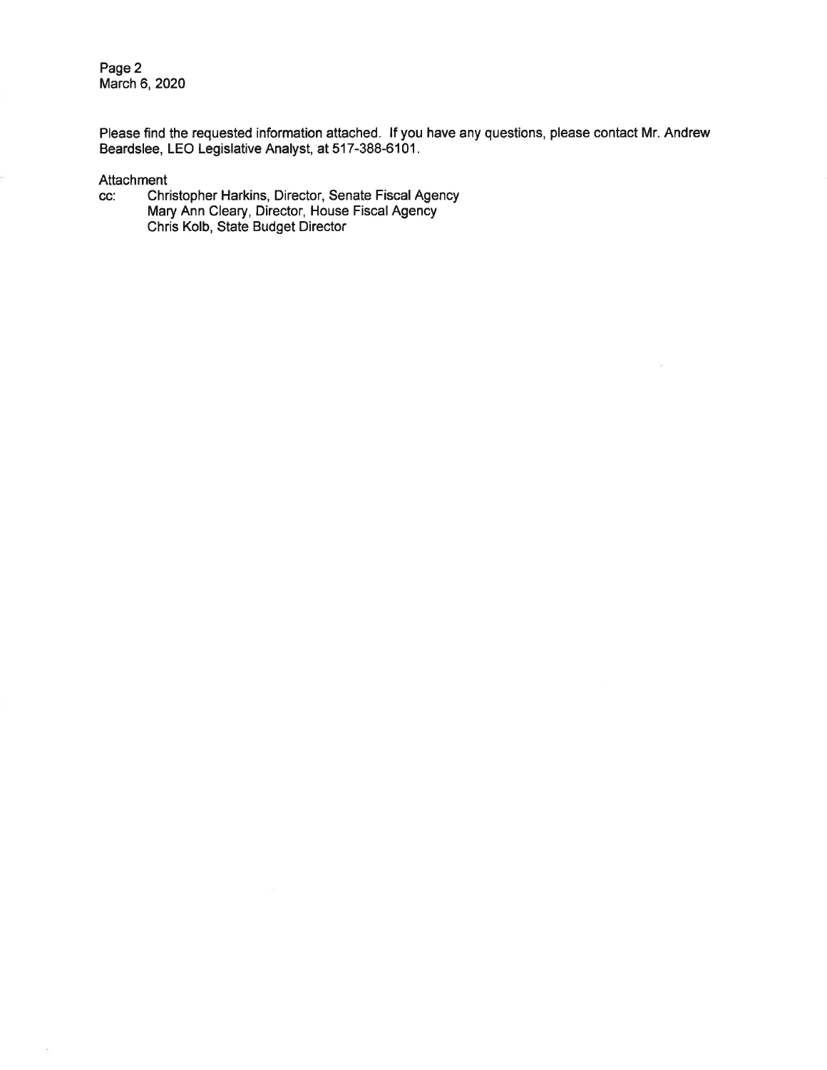Please find the requested information attached. If you have any questions, please contact Mr. Andrew Beardslee, LEO Legislative Analyst, at 517-388-6101.

Attachment

cc: Christopher Harkins, Director, Senate Fiscal Agency
Mary Ann Cleary, Director, House Fiscal Agency
Chris Kolb, State Budget Director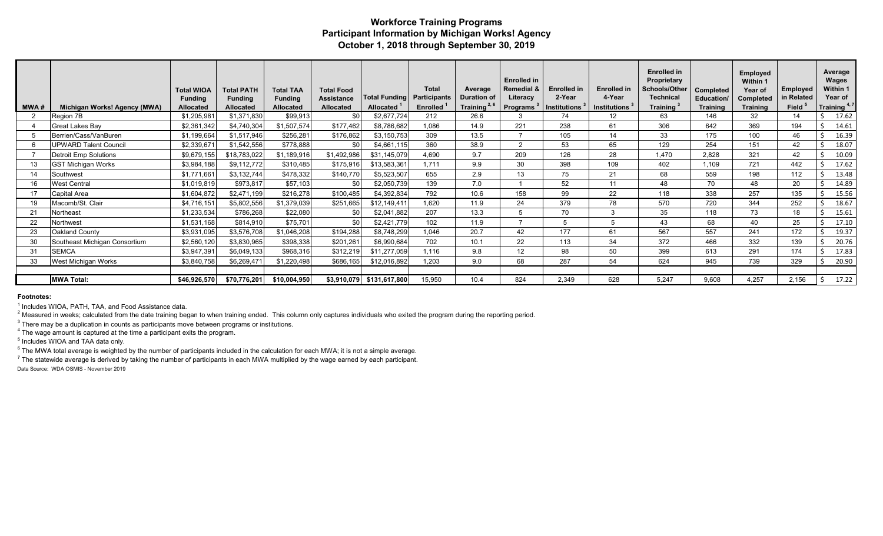# Workforce Training Programs
## Participant Information by Michigan Works! Agency
### October 1, 2018 through September 30, 2019

| MWA # | Michigan Works! Agency (MWA) | Total WIOA Funding Allocated | Total PATH Funding Allocated | Total TAA Funding Allocated | Total Food Assistance Allocated | Total Funding Allocated [1] | Total Participants Enrolled [1] | Average Duration of Training [2, 6] | Enrolled in Remedial & Literacy Programs [3] | Enrolled in 2-Year Institutions [3] | Enrolled in 4-Year Institutions [3] | Enrolled in Proprietary Schools/Other Technical Training [3] | Completed Education/ Training | Employed Within 1 Year of Completed Training | Employed in Related Field [5] | Average Wages Within 1 Year of Training [4, 7] |
|---|---|---|---|---|---|---|---|---|---|---|---|---|---|---|---|---|
| 2 | Region 7B | $1,205,981 | $1,371,830 | $99,913 | $0 | $2,677,724 | 212 | 26.6 | 3 | 74 | 12 | 63 | 146 | 32 | 14 | $ 17.62 |
| 4 | Great Lakes Bay | $2,361,342 | $4,740,304 | $1,507,574 | $177,462 | $8,786,682 | 1,086 | 14.9 | 221 | 238 | 61 | 306 | 642 | 369 | 194 | $ 14.61 |
| 5 | Berrien/Cass/VanBuren | $1,199,664 | $1,517,946 | $256,281 | $176,862 | $3,150,753 | 309 | 13.5 | 7 | 105 | 14 | 33 | 175 | 100 | 46 | $ 16.39 |
| 6 | UPWARD Talent Council | $2,339,671 | $1,542,556 | $778,888 | $0 | $4,661,115 | 360 | 38.9 | 2 | 53 | 65 | 129 | 254 | 151 | 42 | $ 18.07 |
| 7 | Detroit Emp Solutions | $9,679,155 | $18,783,022 | $1,189,916 | $1,492,986 | $31,145,079 | 4,690 | 9.7 | 209 | 126 | 28 | 1,470 | 2,828 | 321 | 42 | $ 10.09 |
| 13 | GST Michigan Works | $3,984,188 | $9,112,772 | $310,485 | $175,916 | $13,583,361 | 1,711 | 9.9 | 30 | 398 | 109 | 402 | 1,109 | 721 | 442 | $ 17.62 |
| 14 | Southwest | $1,771,661 | $3,132,744 | $478,332 | $140,770 | $5,523,507 | 655 | 2.9 | 13 | 75 | 21 | 68 | 559 | 198 | 112 | $ 13.48 |
| 16 | West Central | $1,019,819 | $973,817 | $57,103 | $0 | $2,050,739 | 139 | 7.0 | 1 | 52 | 11 | 48 | 70 | 48 | 20 | $ 14.89 |
| 17 | Capital Area | $1,604,872 | $2,471,199 | $216,278 | $100,485 | $4,392,834 | 792 | 10.6 | 158 | 99 | 22 | 118 | 338 | 257 | 135 | $ 15.56 |
| 19 | Macomb/St. Clair | $4,716,151 | $5,802,556 | $1,379,039 | $251,665 | $12,149,411 | 1,620 | 11.9 | 24 | 379 | 78 | 570 | 720 | 344 | 252 | $ 18.67 |
| 21 | Northeast | $1,233,534 | $786,268 | $22,080 | $0 | $2,041,882 | 207 | 13.3 | 5 | 70 | 3 | 35 | 118 | 73 | 18 | $ 15.61 |
| 22 | Northwest | $1,531,168 | $814,910 | $75,701 | $0 | $2,421,779 | 102 | 11.9 | 7 | 5 | 5 | 43 | 68 | 40 | 25 | $ 17.10 |
| 23 | Oakland County | $3,931,095 | $3,576,708 | $1,046,208 | $194,288 | $8,748,299 | 1,046 | 20.7 | 42 | 177 | 61 | 567 | 557 | 241 | 172 | $ 19.37 |
| 30 | Southeast Michigan Consortium | $2,560,120 | $3,830,965 | $398,338 | $201,261 | $6,990,684 | 702 | 10.1 | 22 | 113 | 34 | 372 | 466 | 332 | 139 | $ 20.76 |
| 31 | SEMCA | $3,947,391 | $6,049,133 | $968,316 | $312,219 | $11,277,059 | 1,116 | 9.8 | 12 | 98 | 50 | 399 | 613 | 291 | 174 | $ 17.83 |
| 33 | West Michigan Works | $3,840,758 | $6,269,471 | $1,220,498 | $686,165 | $12,016,892 | 1,203 | 9.0 | 68 | 287 | 54 | 624 | 945 | 739 | 329 | $ 20.90 |
| | **MWA Total:** | **$46,926,570** | **$70,776,201** | **$10,004,950** | **$3,910,079** | **$131,617,800** | 15,950 | 10.4 | 824 | 2,349 | 628 | 5,247 | 9,608 | 4,257 | 2,156 | $ 17.22 |

**Footnotes:**

[1] Includes WIOA, PATH, TAA, and Food Assistance data.

[2] Measured in weeks; calculated from the date training began to when training ended. This column only captures individuals who exited the program during the reporting period.

[3] There may be a duplication in counts as participants move between programs or institutions.

[4] The wage amount is captured at the time a participant exits the program.

[5] Includes WIOA and TAA data only.

[6] The MWA total average is weighted by the number of participants included in the calculation for each MWA; it is not a simple average.

[7] The statewide average is derived by taking the number of participants in each MWA multiplied by the wage earned by each participant.

Data Source: WDA OSMIS - November 2019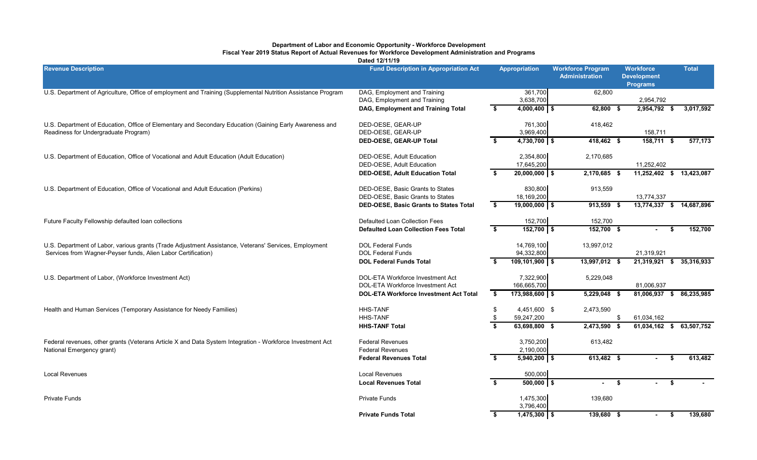**Department of Labor and Economic Opportunity - Workforce Development**
**Fiscal Year 2019 Status Report of Actual Revenues for Workforce Development Administration and Programs**
**Dated 12/11/19**

| Revenue Description | Fund Description in Appropriation Act | Appropriation | Workforce Program Administration | Workforce Development Programs | Total |
|---|---|---|---|---|---|
| U.S. Department of Agriculture, Office of employment and Training (Supplemental Nutrition Assistance Program | DAG, Employment and Training | 361,700 | 62,800 | | |
| | DAG, Employment and Training | 3,638,700 | | 2,954,792 | |
| | **DAG, Employment and Training Total** | **$ 4,000,400** | **$ 62,800** | **$ 2,954,792** | **$ 3,017,592** |
| U.S. Department of Education, Office of Elementary and Secondary Education (Gaining Early Awareness and Readiness for Undergraduate Program) | DED-OESE, GEAR-UP | 761,300 | 418,462 | | |
| | DED-OESE, GEAR-UP | 3,969,400 | | 158,711 | |
| | **DED-OESE, GEAR-UP Total** | **$ 4,730,700** | **$ 418,462** | **$ 158,711** | **$ 577,173** |
| U.S. Department of Education, Office of Vocational and Adult Education (Adult Education) | DED-OESE, Adult Education | 2,354,800 | 2,170,685 | | |
| | DED-OESE, Adult Education | 17,645,200 | | 11,252,402 | |
| | **DED-OESE, Adult Education Total** | **$ 20,000,000** | **$ 2,170,685** | **$ 11,252,402** | **$ 13,423,087** |
| U.S. Department of Education, Office of Vocational and Adult Education (Perkins) | DED-OESE, Basic Grants to States | 830,800 | 913,559 | | |
| | DED-OESE, Basic Grants to States | 18,169,200 | | 13,774,337 | |
| | **DED-OESE, Basic Grants to States Total** | **$ 19,000,000** | **$ 913,559** | **$ 13,774,337** | **$ 14,687,896** |
| Future Faculty Fellowship defaulted loan collections | Defaulted Loan Collection Fees | 152,700 | 152,700 | | |
| | **Defaulted Loan Collection Fees Total** | **$ 152,700** | **$ 152,700** | **$ -** | **$ 152,700** |
| U.S. Department of Labor, various grants (Trade Adjustment Assistance, Veterans' Services, Employment Services from Wagner-Peyser funds, Alien Labor Certification) | DOL Federal Funds | 14,769,100 | 13,997,012 | | |
| | DOL Federal Funds | 94,332,800 | | 21,319,921 | |
| | **DOL Federal Funds Total** | **$ 109,101,900** | **$ 13,997,012** | **$ 21,319,921** | **$ 35,316,933** |
| U.S. Department of Labor, (Workforce Investment Act) | DOL-ETA Workforce Investment Act | 7,322,900 | 5,229,048 | | |
| | DOL-ETA Workforce Investment Act | 166,665,700 | | 81,006,937 | |
| | **DOL-ETA Workforce Investment Act Total** | **$ 173,988,600** | **$ 5,229,048** | **$ 81,006,937** | **$ 86,235,985** |
| Health and Human Services (Temporary Assistance for Needy Families) | HHS-TANF | $ 4,451,600 | $ 2,473,590 | | |
| | HHS-TANF | $ 59,247,200 | | $ 61,034,162 | |
| | **HHS-TANF Total** | **$ 63,698,800** | **$ 2,473,590** | **$ 61,034,162** | **$ 63,507,752** |
| Federal revenues, other grants (Veterans Article X and Data System Integration - Workforce Investment Act National Emergency grant) | Federal Revenues | 3,750,200 | 613,482 | | |
| | Federal Revenues | 2,190,000 | | | |
| | **Federal Revenues Total** | **$ 5,940,200** | **$ 613,482** | **$ -** | **$ 613,482** |
| Local Revenues | Local Revenues | 500,000 | | | |
| | **Local Revenues Total** | **$ 500,000** | **$ -** | **$ -** | **$ -** |
| Private Funds | Private Funds | 1,475,300 | 139,680 | | |
| | | 3,796,400 | | | |
| | **Private Funds Total** | **$ 1,475,300** | **$ 139,680** | **$ -** | **$ 139,680** |